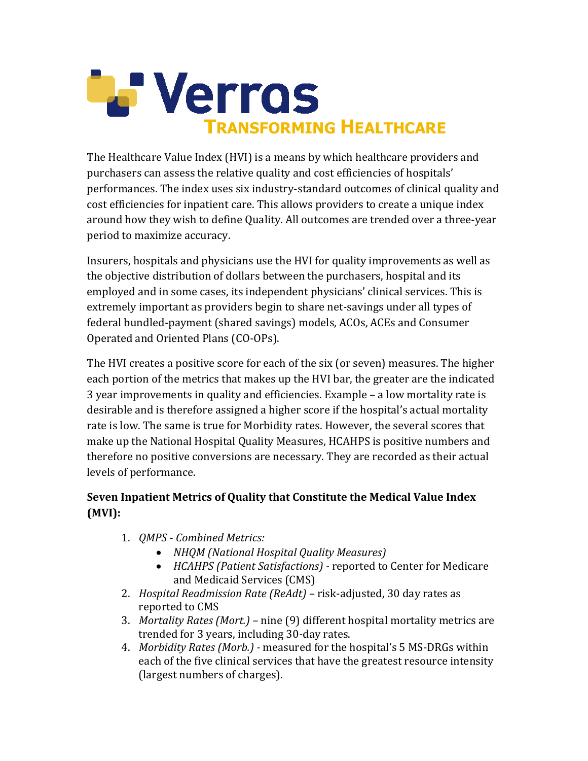# Verras

**TRANSFORMING HEALTHCARE**

The Healthcare Value Index (HVI) is a means by which healthcare providers and purchasers can assess the relative quality and cost efficiencies of hospitals' performances. The index uses six industry-standard outcomes of clinical quality and cost efficiencies for inpatient care. This allows providers to create a unique index around how they wish to define Quality. All outcomes are trended over a three-year period to maximize accuracy.

Insurers, hospitals and physicians use the HVI for quality improvements as well as the objective distribution of dollars between the purchasers, hospital and its employed and in some cases, its independent physicians' clinical services. This is extremely important as providers begin to share net-savings under all types of federal bundled-payment (shared savings) models, ACOs, ACEs and Consumer Operated and Oriented Plans (CO-OPs).

The HVI creates a positive score for each of the six (or seven) measures. The higher each portion of the metrics that makes up the HVI bar, the greater are the indicated 3 year improvements in quality and efficiencies. Example – a low mortality rate is desirable and is therefore assigned a higher score if the hospital's actual mortality rate is low. The same is true for Morbidity rates. However, the several scores that make up the National Hospital Quality Measures, HCAHPS is positive numbers and therefore no positive conversions are necessary. They are recorded as their actual levels of performance.

**Seven Inpatient Metrics of Quality that Constitute the Medical Value Index (MVI):**

1. *QMPS - Combined Metrics:*
   - *NHQM (National Hospital Quality Measures)*
   - *HCAHPS (Patient Satisfactions)* - reported to Center for Medicare and Medicaid Services (CMS)
2. *Hospital Readmission Rate (ReAdt)* – risk-adjusted, 30 day rates as reported to CMS
3. *Mortality Rates (Mort.)* – nine (9) different hospital mortality metrics are trended for 3 years, including 30-day rates.
4. *Morbidity Rates (Morb.)* - measured for the hospital's 5 MS-DRGs within each of the five clinical services that have the greatest resource intensity (largest numbers of charges).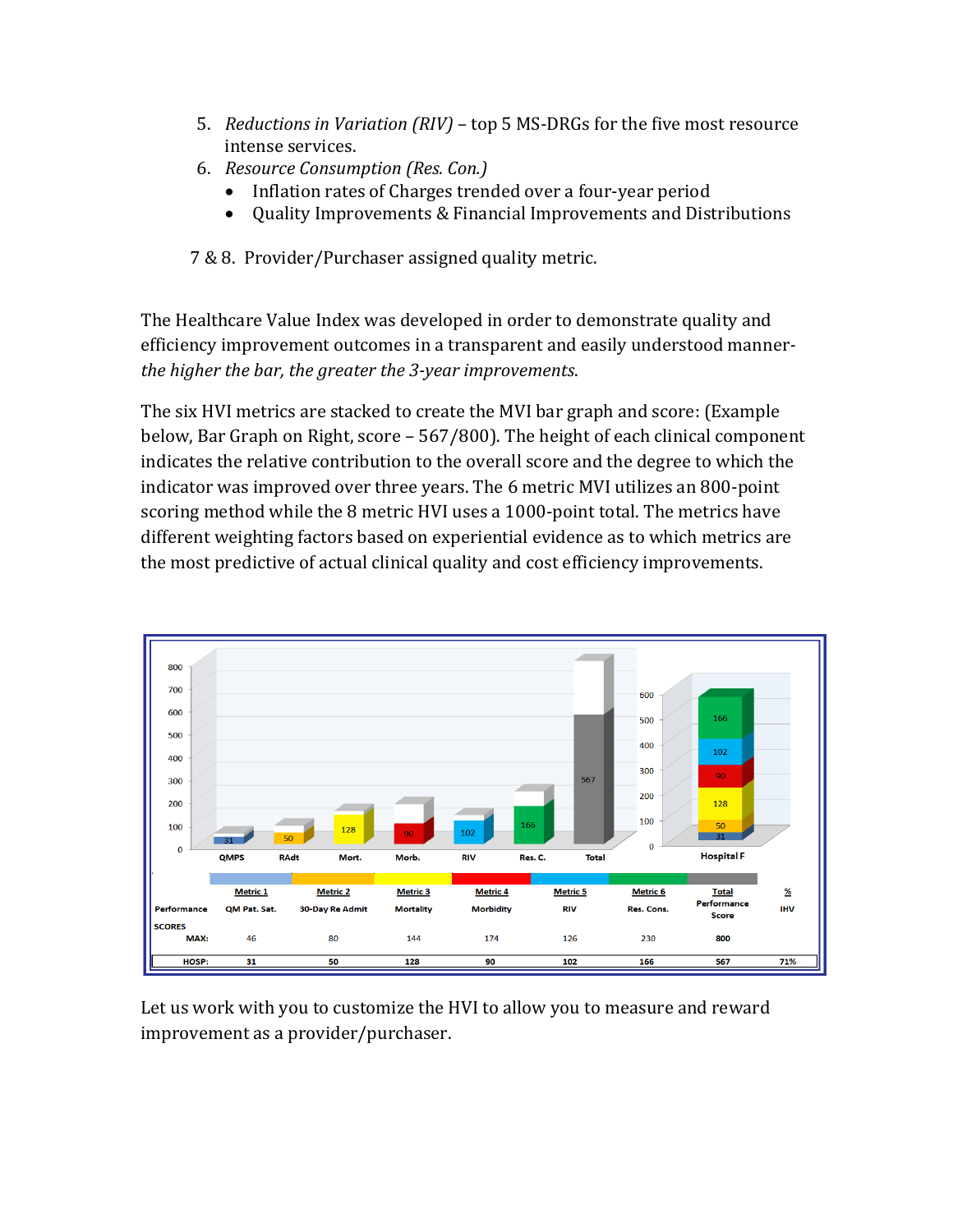5. *Reductions in Variation (RIV)* – top 5 MS-DRGs for the five most resource intense services.
6. *Resource Consumption (Res. Con.)*
   - Inflation rates of Charges trended over a four-year period
   - Quality Improvements & Financial Improvements and Distributions

7 & 8. Provider/Purchaser assigned quality metric.

The Healthcare Value Index was developed in order to demonstrate quality and efficiency improvement outcomes in a transparent and easily understood manner- *the higher the bar, the greater the 3-year improvements*.

The six HVI metrics are stacked to create the MVI bar graph and score: (Example below, Bar Graph on Right, score – 567/800). The height of each clinical component indicates the relative contribution to the overall score and the degree to which the indicator was improved over three years. The 6 metric MVI utilizes an 800-point scoring method while the 8 metric HVI uses a 1000-point total. The metrics have different weighting factors based on experiential evidence as to which metrics are the most predictive of actual clinical quality and cost efficiency improvements.

800
700
600
500
400
300
200
100
0

31
50
128
90
102
166
567

QMPS
RAdt
Mort.
Morb.
RIV
Res. C.
Total

600
500
400
300
200
100
0

166
102
90
128
50
31

Hospital F

| | Metric 1 | Metric 2 | Metric 3 | Metric 4 | Metric 5 | Metric 6 | Total | % |
|---|---|---|---|---|---|---|---|---|
| Performance | QM Pat. Sat. | 30-Day Re Admit | Mortality | Morbidity | RIV | Res. Cons. | Performance Score | IHV |
| SCORES | | | | | | | | |
| MAX: | 46 | 80 | 144 | 174 | 126 | 230 | 800 | |
| HOSP: | 31 | 50 | 128 | 90 | 102 | 166 | 567 | 71% |

Let us work with you to customize the HVI to allow you to measure and reward improvement as a provider/purchaser.